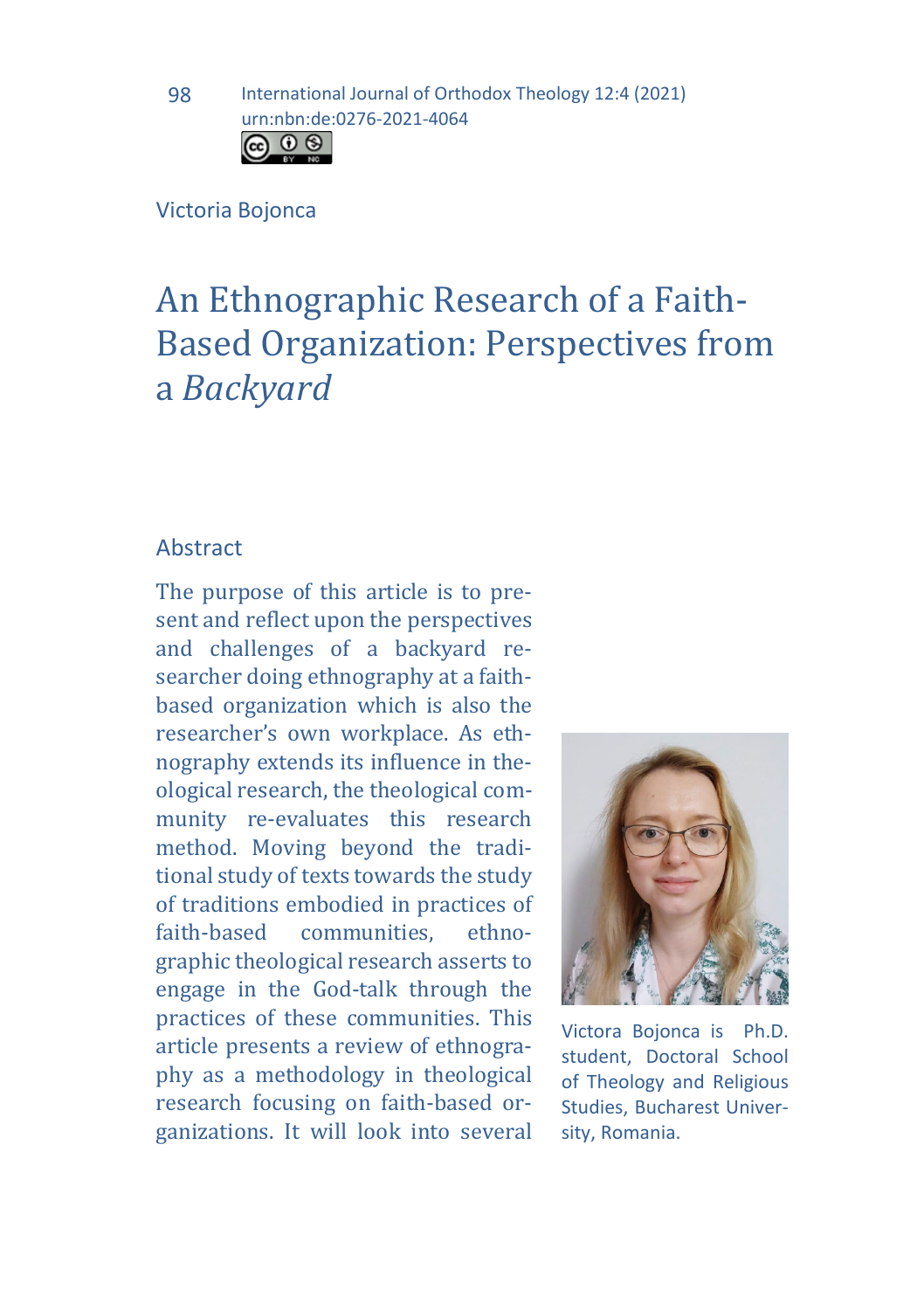Victoria Bojonca

# An Ethnographic Research of a Faith-Based Organization: Perspectives from a *Backyard*

## Abstract

The purpose of this article is to present and reflect upon the perspectives and challenges of a backyard researcher doing ethnography at a faith-based organization which is also the researcher's own workplace. As ethnography extends its influence in theological research, the theological community re-evaluates this research method. Moving beyond the traditional study of texts towards the study of traditions embodied in practices of faith-based communities, ethnographic theological research asserts to engage in the God-talk through the practices of these communities. This article presents a review of ethnography as a methodology in theological research focusing on faith-based organizations. It will look into several

Victora Bojonca is Ph.D. student, Doctoral School of Theology and Religious Studies, Bucharest University, Romania.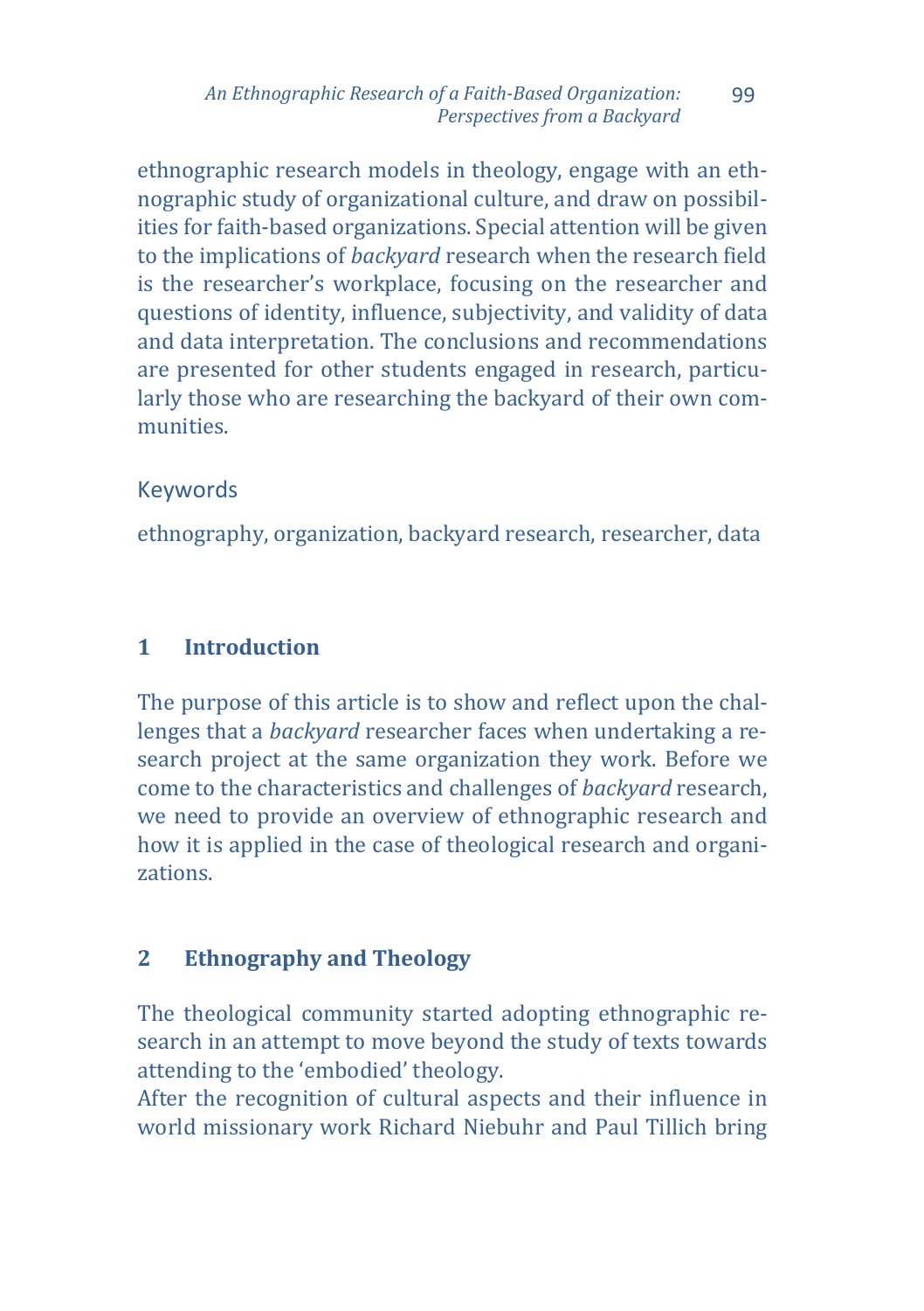ethnographic research models in theology, engage with an ethnographic study of organizational culture, and draw on possibilities for faith-based organizations. Special attention will be given to the implications of *backyard* research when the research field is the researcher's workplace, focusing on the researcher and questions of identity, influence, subjectivity, and validity of data and data interpretation. The conclusions and recommendations are presented for other students engaged in research, particularly those who are researching the backyard of their own communities.

Keywords

ethnography, organization, backyard research, researcher, data

## 1 Introduction

The purpose of this article is to show and reflect upon the challenges that a *backyard* researcher faces when undertaking a research project at the same organization they work. Before we come to the characteristics and challenges of *backyard* research, we need to provide an overview of ethnographic research and how it is applied in the case of theological research and organizations.

## 2 Ethnography and Theology

The theological community started adopting ethnographic research in an attempt to move beyond the study of texts towards attending to the 'embodied' theology.

After the recognition of cultural aspects and their influence in world missionary work Richard Niebuhr and Paul Tillich bring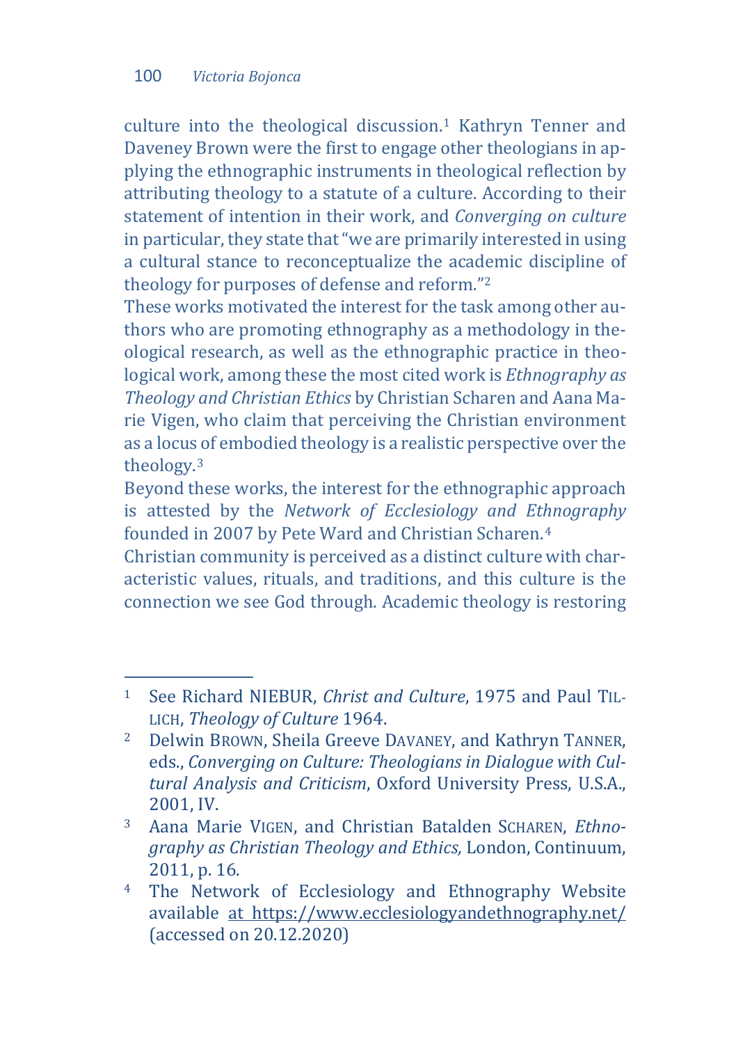culture into the theological discussion.[1] Kathryn Tenner and Daveney Brown were the first to engage other theologians in applying the ethnographic instruments in theological reflection by attributing theology to a statute of a culture. According to their statement of intention in their work, and *Converging on culture* in particular, they state that "we are primarily interested in using a cultural stance to reconceptualize the academic discipline of theology for purposes of defense and reform."[2]

These works motivated the interest for the task among other authors who are promoting ethnography as a methodology in theological research, as well as the ethnographic practice in theological work, among these the most cited work is *Ethnography as Theology and Christian Ethics* by Christian Scharen and Aana Marie Vigen, who claim that perceiving the Christian environment as a locus of embodied theology is a realistic perspective over the theology.[3]

Beyond these works, the interest for the ethnographic approach is attested by the *Network of Ecclesiology and Ethnography* founded in 2007 by Pete Ward and Christian Scharen.[4]

Christian community is perceived as a distinct culture with characteristic values, rituals, and traditions, and this culture is the connection we see God through. Academic theology is restoring

---

[1] See Richard NIEBUR, *Christ and Culture*, 1975 and Paul TILLICH, *Theology of Culture* 1964.

[2] Delwin BROWN, Sheila Greeve DAVANEY, and Kathryn TANNER, eds., *Converging on Culture: Theologians in Dialogue with Cultural Analysis and Criticism*, Oxford University Press, U.S.A., 2001, IV.

[3] Aana Marie VIGEN, and Christian Batalden SCHAREN, *Ethnography as Christian Theology and Ethics,* London, Continuum, 2011, p. 16.

[4] The Network of Ecclesiology and Ethnography Website available at https://www.ecclesiologyandethnography.net/ (accessed on 20.12.2020)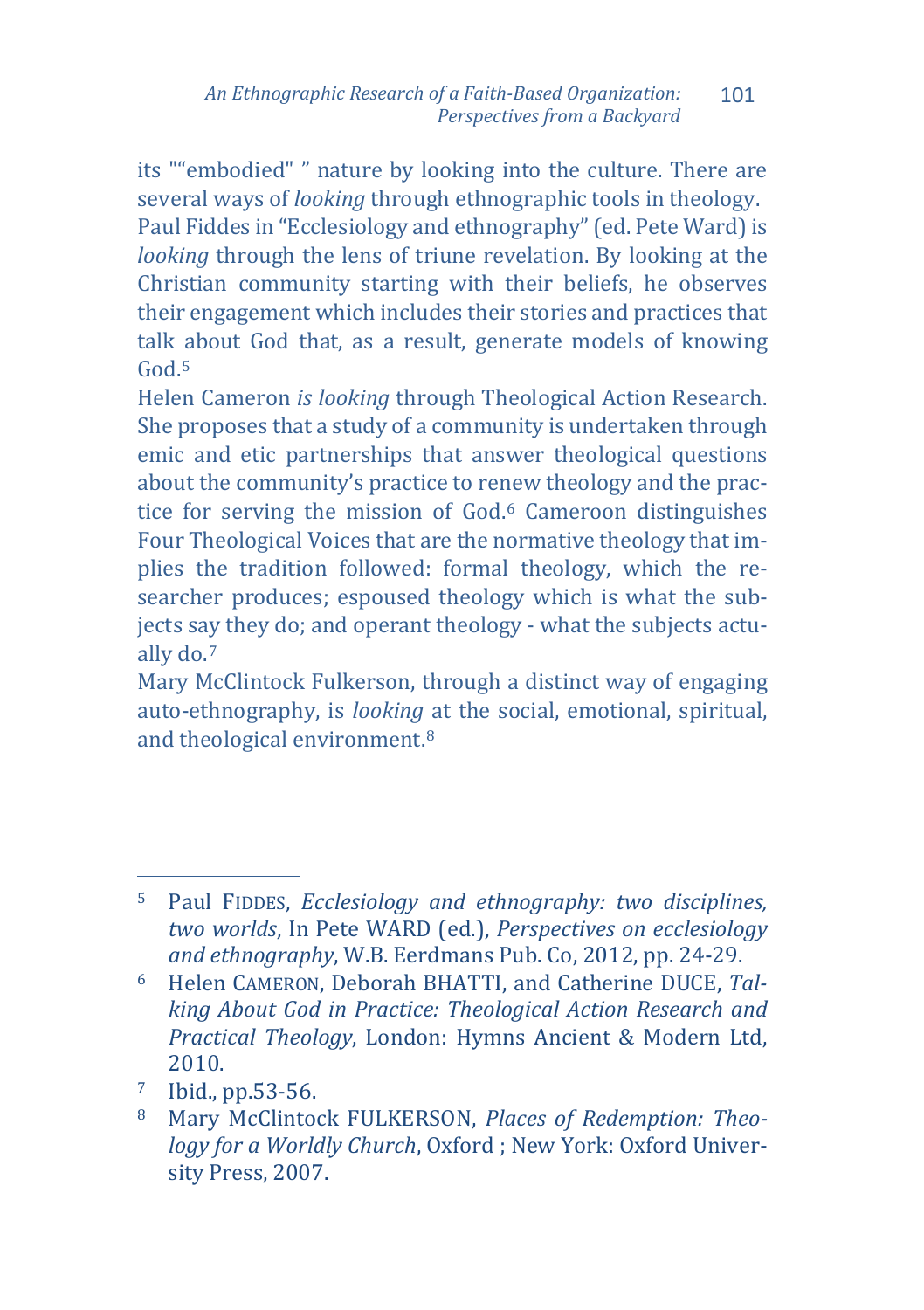its ""embodied" " nature by looking into the culture. There are several ways of *looking* through ethnographic tools in theology. Paul Fiddes in "Ecclesiology and ethnography" (ed. Pete Ward) is *looking* through the lens of triune revelation. By looking at the Christian community starting with their beliefs, he observes their engagement which includes their stories and practices that talk about God that, as a result, generate models of knowing God.[5]

Helen Cameron *is looking* through Theological Action Research. She proposes that a study of a community is undertaken through emic and etic partnerships that answer theological questions about the community's practice to renew theology and the practice for serving the mission of God.[6] Cameroon distinguishes Four Theological Voices that are the normative theology that implies the tradition followed: formal theology, which the researcher produces; espoused theology which is what the subjects say they do; and operant theology - what the subjects actually do.[7]

Mary McClintock Fulkerson, through a distinct way of engaging auto-ethnography, is *looking* at the social, emotional, spiritual, and theological environment.[8]

---

[5] Paul FIDDES, *Ecclesiology and ethnography: two disciplines, two worlds*, In Pete WARD (ed.), *Perspectives on ecclesiology and ethnography*, W.B. Eerdmans Pub. Co, 2012, pp. 24-29.

[6] Helen CAMERON, Deborah BHATTI, and Catherine DUCE, *Talking About God in Practice: Theological Action Research and Practical Theology*, London: Hymns Ancient & Modern Ltd, 2010.

[7] Ibid., pp.53-56.

[8] Mary McClintock FULKERSON, *Places of Redemption: Theology for a Worldly Church*, Oxford ; New York: Oxford University Press, 2007.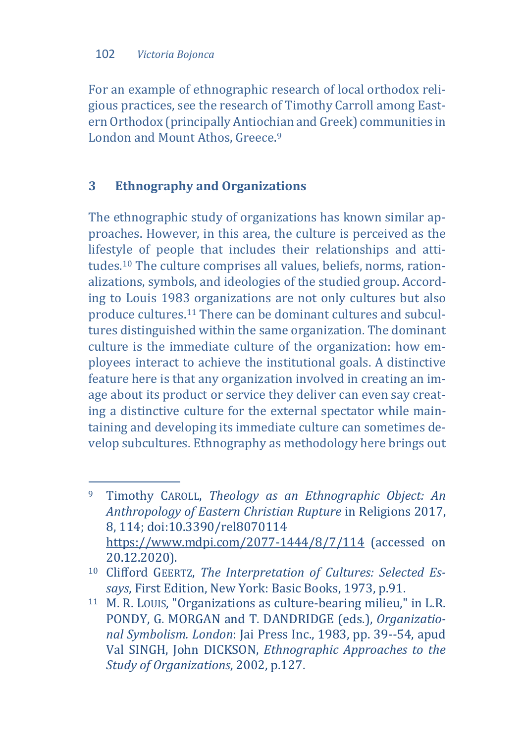For an example of ethnographic research of local orthodox religious practices, see the research of Timothy Carroll among Eastern Orthodox (principally Antiochian and Greek) communities in London and Mount Athos, Greece.[9]

## 3 Ethnography and Organizations

The ethnographic study of organizations has known similar approaches. However, in this area, the culture is perceived as the lifestyle of people that includes their relationships and attitudes.[10] The culture comprises all values, beliefs, norms, rationalizations, symbols, and ideologies of the studied group. According to Louis 1983 organizations are not only cultures but also produce cultures.[11] There can be dominant cultures and subcultures distinguished within the same organization. The dominant culture is the immediate culture of the organization: how employees interact to achieve the institutional goals. A distinctive feature here is that any organization involved in creating an image about its product or service they deliver can even say creating a distinctive culture for the external spectator while maintaining and developing its immediate culture can sometimes develop subcultures. Ethnography as methodology here brings out

---

[9] Timothy CAROLL, *Theology as an Ethnographic Object: An Anthropology of Eastern Christian Rupture* in Religions 2017, 8, 114; doi:10.3390/rel8070114 https://www.mdpi.com/2077-1444/8/7/114 (accessed on 20.12.2020).

[10] Clifford GEERTZ, *The Interpretation of Cultures: Selected Essays*, First Edition, New York: Basic Books, 1973, p.91.

[11] M. R. LOUIS, "Organizations as culture-bearing milieu," in L.R. PONDY, G. MORGAN and T. DANDRIDGE (eds.), *Organizational Symbolism. London*: Jai Press Inc., 1983, pp. 39--54, apud Val SINGH, John DICKSON, *Ethnographic Approaches to the Study of Organizations*, 2002, p.127.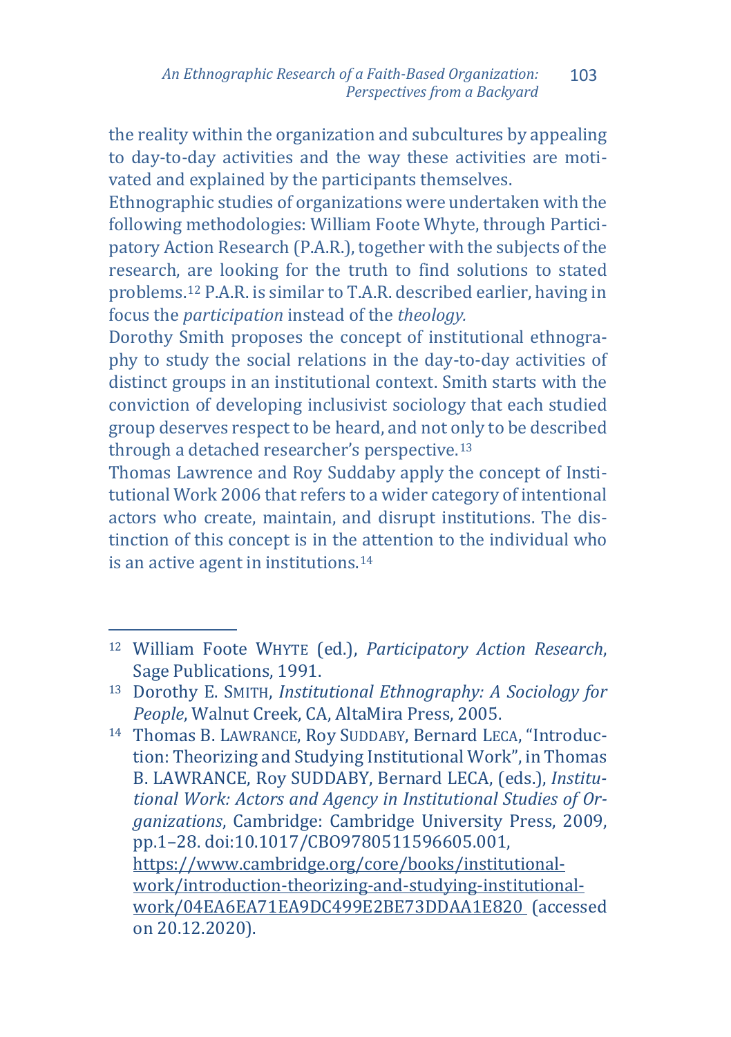the reality within the organization and subcultures by appealing to day-to-day activities and the way these activities are motivated and explained by the participants themselves.

Ethnographic studies of organizations were undertaken with the following methodologies: William Foote Whyte, through Participatory Action Research (P.A.R.), together with the subjects of the research, are looking for the truth to find solutions to stated problems.[12] P.A.R. is similar to T.A.R. described earlier, having in focus the *participation* instead of the *theology.*

Dorothy Smith proposes the concept of institutional ethnography to study the social relations in the day-to-day activities of distinct groups in an institutional context. Smith starts with the conviction of developing inclusivist sociology that each studied group deserves respect to be heard, and not only to be described through a detached researcher's perspective.[13]

Thomas Lawrence and Roy Suddaby apply the concept of Institutional Work 2006 that refers to a wider category of intentional actors who create, maintain, and disrupt institutions. The distinction of this concept is in the attention to the individual who is an active agent in institutions.[14]

---

[12] William Foote WHYTE (ed.), *Participatory Action Research*, Sage Publications, 1991.

[13] Dorothy E. SMITH, *Institutional Ethnography: A Sociology for People*, Walnut Creek, CA, AltaMira Press, 2005.

[14] Thomas B. LAWRANCE, Roy SUDDABY, Bernard LECA, "Introduction: Theorizing and Studying Institutional Work", in Thomas B. LAWRANCE, Roy SUDDABY, Bernard LECA, (eds.), *Institutional Work: Actors and Agency in Institutional Studies of Organizations*, Cambridge: Cambridge University Press, 2009, pp.1–28. doi:10.1017/CBO9780511596605.001, https://www.cambridge.org/core/books/institutional-work/introduction-theorizing-and-studying-institutional-work/04EA6EA71EA9DC499E2BE73DDAA1E820 (accessed on 20.12.2020).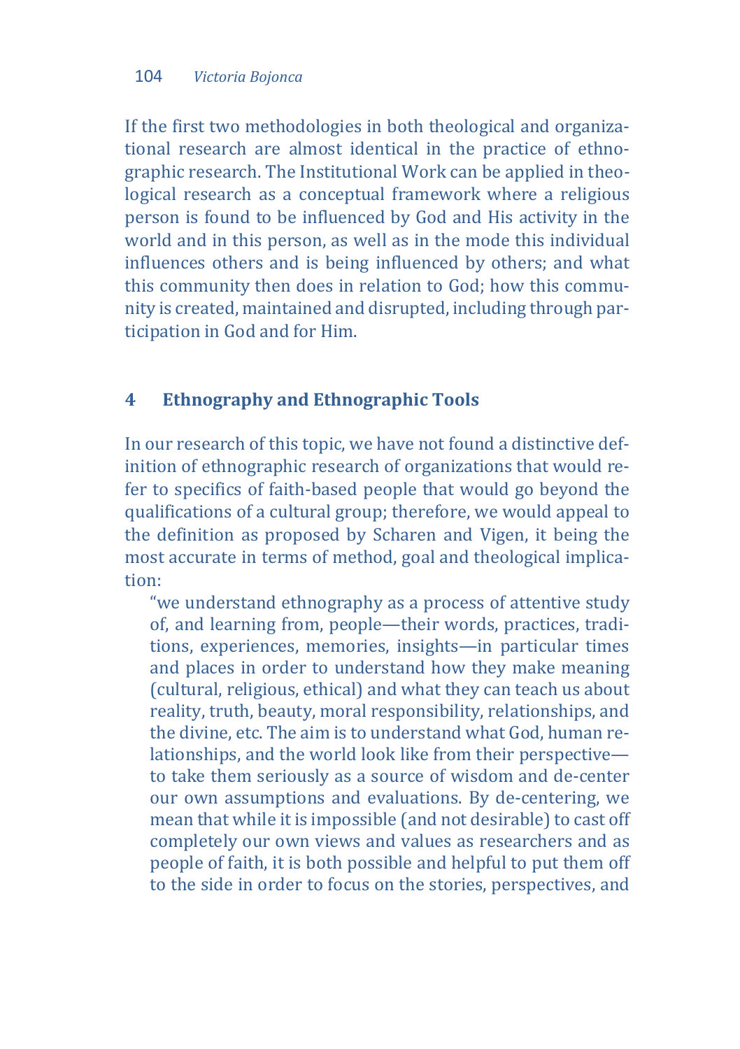If the first two methodologies in both theological and organizational research are almost identical in the practice of ethnographic research. The Institutional Work can be applied in theological research as a conceptual framework where a religious person is found to be influenced by God and His activity in the world and in this person, as well as in the mode this individual influences others and is being influenced by others; and what this community then does in relation to God; how this community is created, maintained and disrupted, including through participation in God and for Him.

## 4 Ethnography and Ethnographic Tools

In our research of this topic, we have not found a distinctive definition of ethnographic research of organizations that would refer to specifics of faith-based people that would go beyond the qualifications of a cultural group; therefore, we would appeal to the definition as proposed by Scharen and Vigen, it being the most accurate in terms of method, goal and theological implication:

> "we understand ethnography as a process of attentive study of, and learning from, people—their words, practices, traditions, experiences, memories, insights—in particular times and places in order to understand how they make meaning (cultural, religious, ethical) and what they can teach us about reality, truth, beauty, moral responsibility, relationships, and the divine, etc. The aim is to understand what God, human relationships, and the world look like from their perspective—to take them seriously as a source of wisdom and de-center our own assumptions and evaluations. By de-centering, we mean that while it is impossible (and not desirable) to cast off completely our own views and values as researchers and as people of faith, it is both possible and helpful to put them off to the side in order to focus on the stories, perspectives, and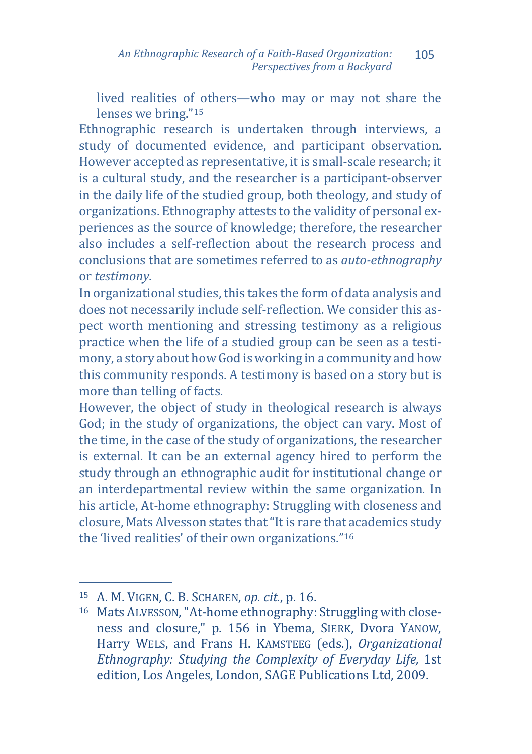lived realities of others—who may or may not share the lenses we bring."[15]

Ethnographic research is undertaken through interviews, a study of documented evidence, and participant observation. However accepted as representative, it is small-scale research; it is a cultural study, and the researcher is a participant-observer in the daily life of the studied group, both theology, and study of organizations. Ethnography attests to the validity of personal experiences as the source of knowledge; therefore, the researcher also includes a self-reflection about the research process and conclusions that are sometimes referred to as *auto-ethnography* or *testimony*.

In organizational studies, this takes the form of data analysis and does not necessarily include self-reflection. We consider this aspect worth mentioning and stressing testimony as a religious practice when the life of a studied group can be seen as a testimony, a story about how God is working in a community and how this community responds. A testimony is based on a story but is more than telling of facts.

However, the object of study in theological research is always God; in the study of organizations, the object can vary. Most of the time, in the case of the study of organizations, the researcher is external. It can be an external agency hired to perform the study through an ethnographic audit for institutional change or an interdepartmental review within the same organization. In his article, At-home ethnography: Struggling with closeness and closure, Mats Alvesson states that "It is rare that academics study the 'lived realities' of their own organizations."[16]

---

[15] A. M. VIGEN, C. B. SCHAREN, *op. cit.*, p. 16.

[16] Mats ALVESSON, "At-home ethnography: Struggling with closeness and closure," p. 156 in Ybema, SIERK, Dvora YANOW, Harry WELS, and Frans H. KAMSTEEG (eds.), *Organizational Ethnography: Studying the Complexity of Everyday Life,* 1st edition, Los Angeles, London, SAGE Publications Ltd, 2009.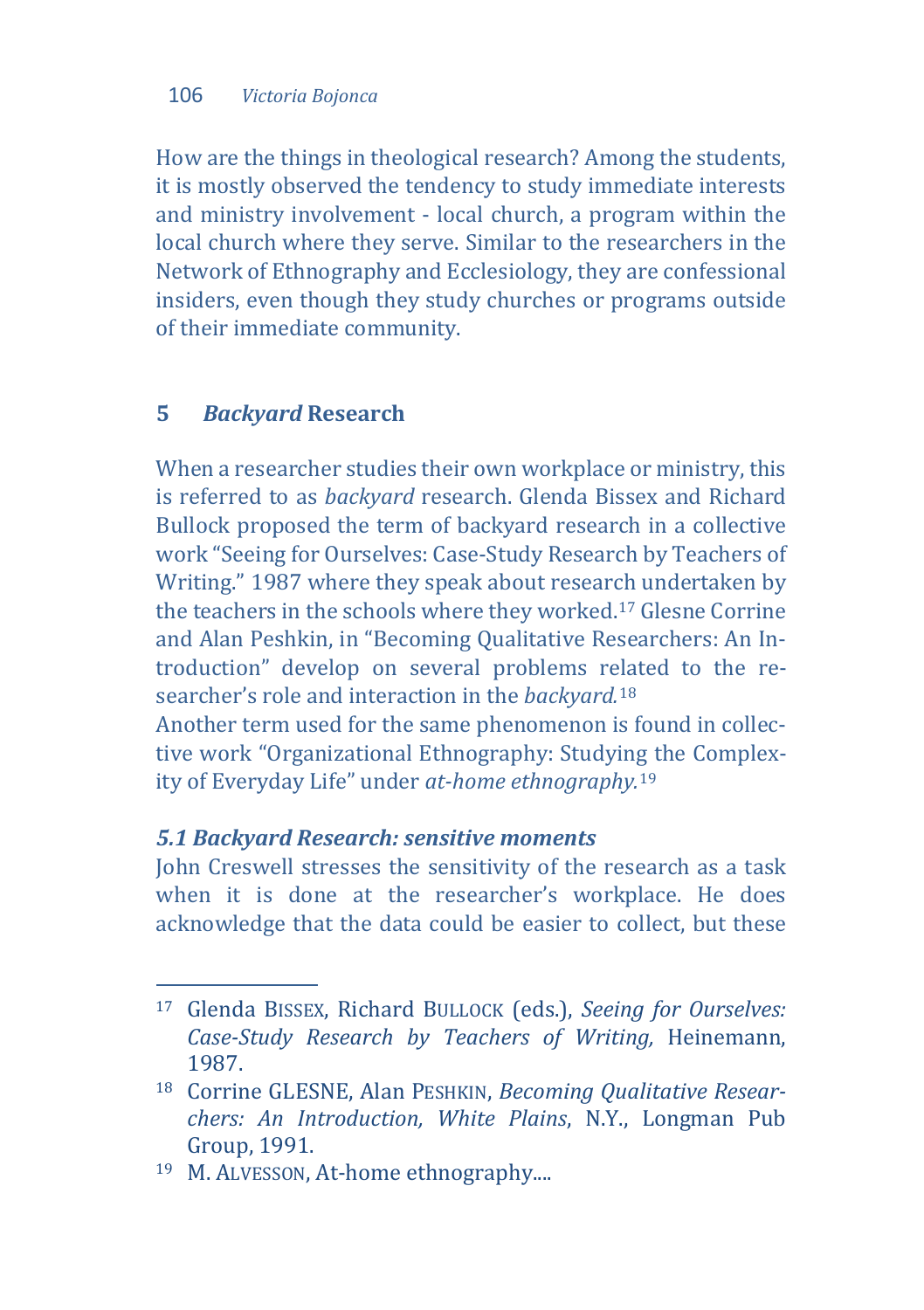How are the things in theological research? Among the students, it is mostly observed the tendency to study immediate interests and ministry involvement - local church, a program within the local church where they serve. Similar to the researchers in the Network of Ethnography and Ecclesiology, they are confessional insiders, even though they study churches or programs outside of their immediate community.

## 5 *Backyard* Research

When a researcher studies their own workplace or ministry, this is referred to as *backyard* research. Glenda Bissex and Richard Bullock proposed the term of backyard research in a collective work "Seeing for Ourselves: Case-Study Research by Teachers of Writing." 1987 where they speak about research undertaken by the teachers in the schools where they worked.[17] Glesne Corrine and Alan Peshkin, in "Becoming Qualitative Researchers: An Introduction" develop on several problems related to the researcher's role and interaction in the *backyard.*[18]
Another term used for the same phenomenon is found in collective work "Organizational Ethnography: Studying the Complexity of Everyday Life" under *at-home ethnography.*[19]

### *5.1 Backyard Research: sensitive moments*

John Creswell stresses the sensitivity of the research as a task when it is done at the researcher's workplace. He does acknowledge that the data could be easier to collect, but these

---

[17] Glenda BISSEX, Richard BULLOCK (eds.), *Seeing for Ourselves: Case-Study Research by Teachers of Writing,* Heinemann, 1987.

[18] Corrine GLESNE, Alan PESHKIN, *Becoming Qualitative Researchers: An Introduction, White Plains*, N.Y., Longman Pub Group, 1991.

[19] M. ALVESSON, At-home ethnography....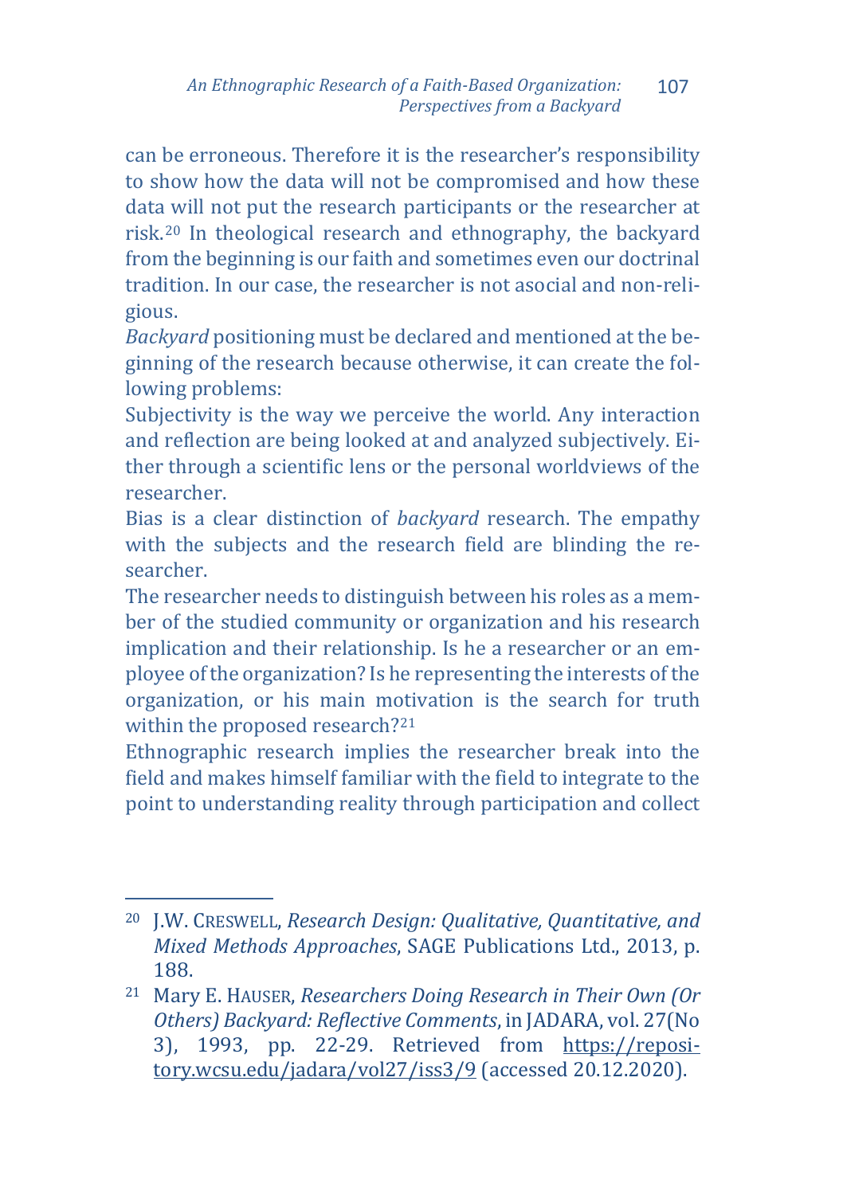can be erroneous. Therefore it is the researcher's responsibility to show how the data will not be compromised and how these data will not put the research participants or the researcher at risk.[20] In theological research and ethnography, the backyard from the beginning is our faith and sometimes even our doctrinal tradition. In our case, the researcher is not asocial and non-religious.

*Backyard* positioning must be declared and mentioned at the beginning of the research because otherwise, it can create the following problems:

Subjectivity is the way we perceive the world. Any interaction and reflection are being looked at and analyzed subjectively. Either through a scientific lens or the personal worldviews of the researcher.

Bias is a clear distinction of *backyard* research. The empathy with the subjects and the research field are blinding the researcher.

The researcher needs to distinguish between his roles as a member of the studied community or organization and his research implication and their relationship. Is he a researcher or an employee of the organization? Is he representing the interests of the organization, or his main motivation is the search for truth within the proposed research?[21]

Ethnographic research implies the researcher break into the field and makes himself familiar with the field to integrate to the point to understanding reality through participation and collect

---

[20] J.W. CRESWELL, *Research Design: Qualitative, Quantitative, and Mixed Methods Approaches*, SAGE Publications Ltd., 2013, p. 188.

[21] Mary E. HAUSER, *Researchers Doing Research in Their Own (Or Others) Backyard: Reflective Comments*, in JADARA, vol. 27(No 3), 1993, pp. 22-29. Retrieved from https://repository.wcsu.edu/jadara/vol27/iss3/9 (accessed 20.12.2020).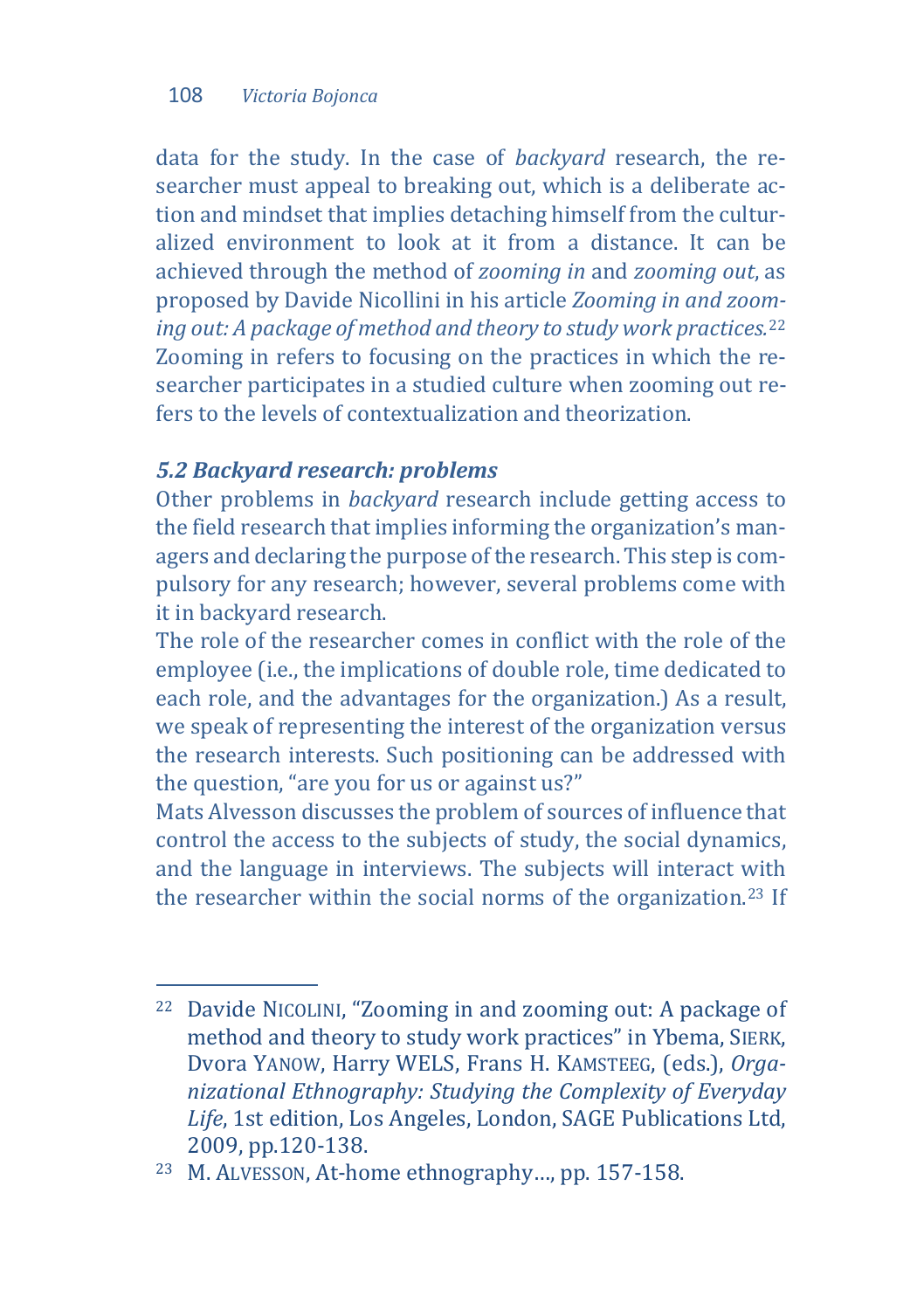data for the study. In the case of *backyard* research, the researcher must appeal to breaking out, which is a deliberate action and mindset that implies detaching himself from the culturalized environment to look at it from a distance. It can be achieved through the method of *zooming in* and *zooming out*, as proposed by Davide Nicollini in his article *Zooming in and zooming out: A package of method and theory to study work practices.*[22] Zooming in refers to focusing on the practices in which the researcher participates in a studied culture when zooming out refers to the levels of contextualization and theorization.

### *5.2 Backyard research: problems*

Other problems in *backyard* research include getting access to the field research that implies informing the organization's managers and declaring the purpose of the research. This step is compulsory for any research; however, several problems come with it in backyard research.

The role of the researcher comes in conflict with the role of the employee (i.e., the implications of double role, time dedicated to each role, and the advantages for the organization.) As a result, we speak of representing the interest of the organization versus the research interests. Such positioning can be addressed with the question, "are you for us or against us?"

Mats Alvesson discusses the problem of sources of influence that control the access to the subjects of study, the social dynamics, and the language in interviews. The subjects will interact with the researcher within the social norms of the organization.[23] If

---

[22] Davide NICOLINI, "Zooming in and zooming out: A package of method and theory to study work practices" in Ybema, SIERK, Dvora YANOW, Harry WELS, Frans H. KAMSTEEG, (eds.), *Organizational Ethnography: Studying the Complexity of Everyday Life*, 1st edition, Los Angeles, London, SAGE Publications Ltd, 2009, pp.120-138.

[23] M. ALVESSON, At-home ethnography…, pp. 157-158.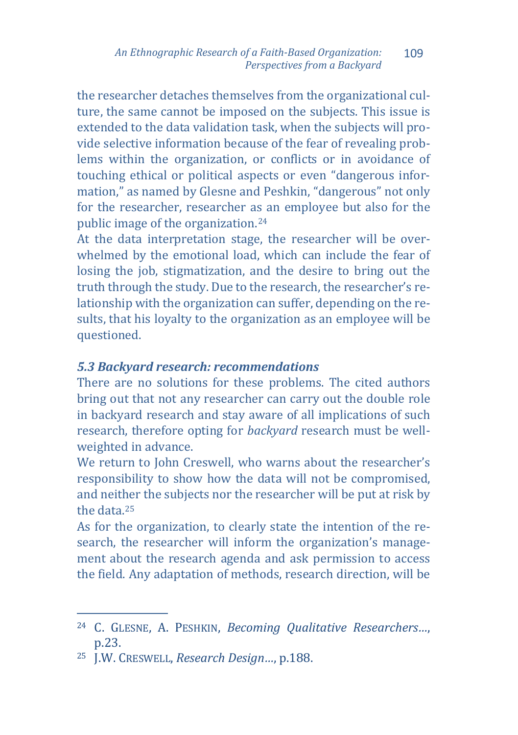the researcher detaches themselves from the organizational culture, the same cannot be imposed on the subjects. This issue is extended to the data validation task, when the subjects will provide selective information because of the fear of revealing problems within the organization, or conflicts or in avoidance of touching ethical or political aspects or even "dangerous information," as named by Glesne and Peshkin, "dangerous" not only for the researcher, researcher as an employee but also for the public image of the organization.[24]

At the data interpretation stage, the researcher will be overwhelmed by the emotional load, which can include the fear of losing the job, stigmatization, and the desire to bring out the truth through the study. Due to the research, the researcher's relationship with the organization can suffer, depending on the results, that his loyalty to the organization as an employee will be questioned.

### *5.3 Backyard research: recommendations*

There are no solutions for these problems. The cited authors bring out that not any researcher can carry out the double role in backyard research and stay aware of all implications of such research, therefore opting for *backyard* research must be well-weighted in advance.

We return to John Creswell, who warns about the researcher's responsibility to show how the data will not be compromised, and neither the subjects nor the researcher will be put at risk by the data.[25]

As for the organization, to clearly state the intention of the research, the researcher will inform the organization's management about the research agenda and ask permission to access the field. Any adaptation of methods, research direction, will be

---

[24] C. GLESNE, A. PESHKIN, *Becoming Qualitative Researchers…*, p.23.

[25] J.W. CRESWELL, *Research Design…*, p.188.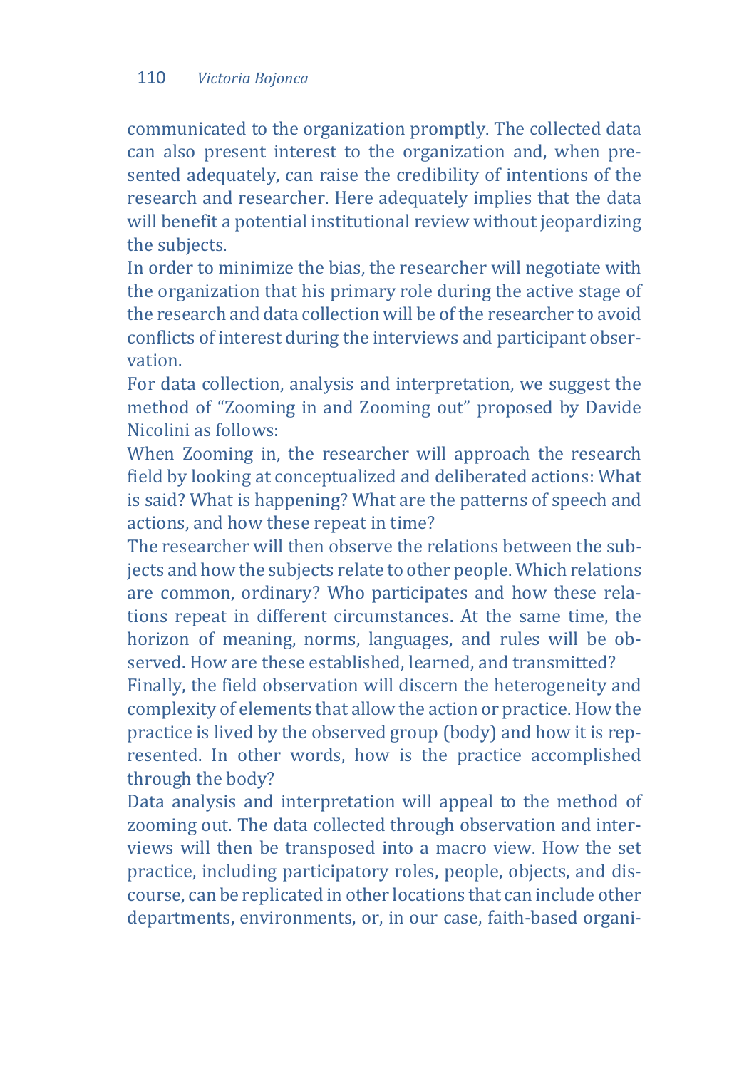communicated to the organization promptly. The collected data can also present interest to the organization and, when presented adequately, can raise the credibility of intentions of the research and researcher. Here adequately implies that the data will benefit a potential institutional review without jeopardizing the subjects.

In order to minimize the bias, the researcher will negotiate with the organization that his primary role during the active stage of the research and data collection will be of the researcher to avoid conflicts of interest during the interviews and participant observation.

For data collection, analysis and interpretation, we suggest the method of "Zooming in and Zooming out" proposed by Davide Nicolini as follows:

When Zooming in, the researcher will approach the research field by looking at conceptualized and deliberated actions: What is said? What is happening? What are the patterns of speech and actions, and how these repeat in time?

The researcher will then observe the relations between the subjects and how the subjects relate to other people. Which relations are common, ordinary? Who participates and how these relations repeat in different circumstances. At the same time, the horizon of meaning, norms, languages, and rules will be observed. How are these established, learned, and transmitted?

Finally, the field observation will discern the heterogeneity and complexity of elements that allow the action or practice. How the practice is lived by the observed group (body) and how it is represented. In other words, how is the practice accomplished through the body?

Data analysis and interpretation will appeal to the method of zooming out. The data collected through observation and interviews will then be transposed into a macro view. How the set practice, including participatory roles, people, objects, and discourse, can be replicated in other locations that can include other departments, environments, or, in our case, faith-based organi-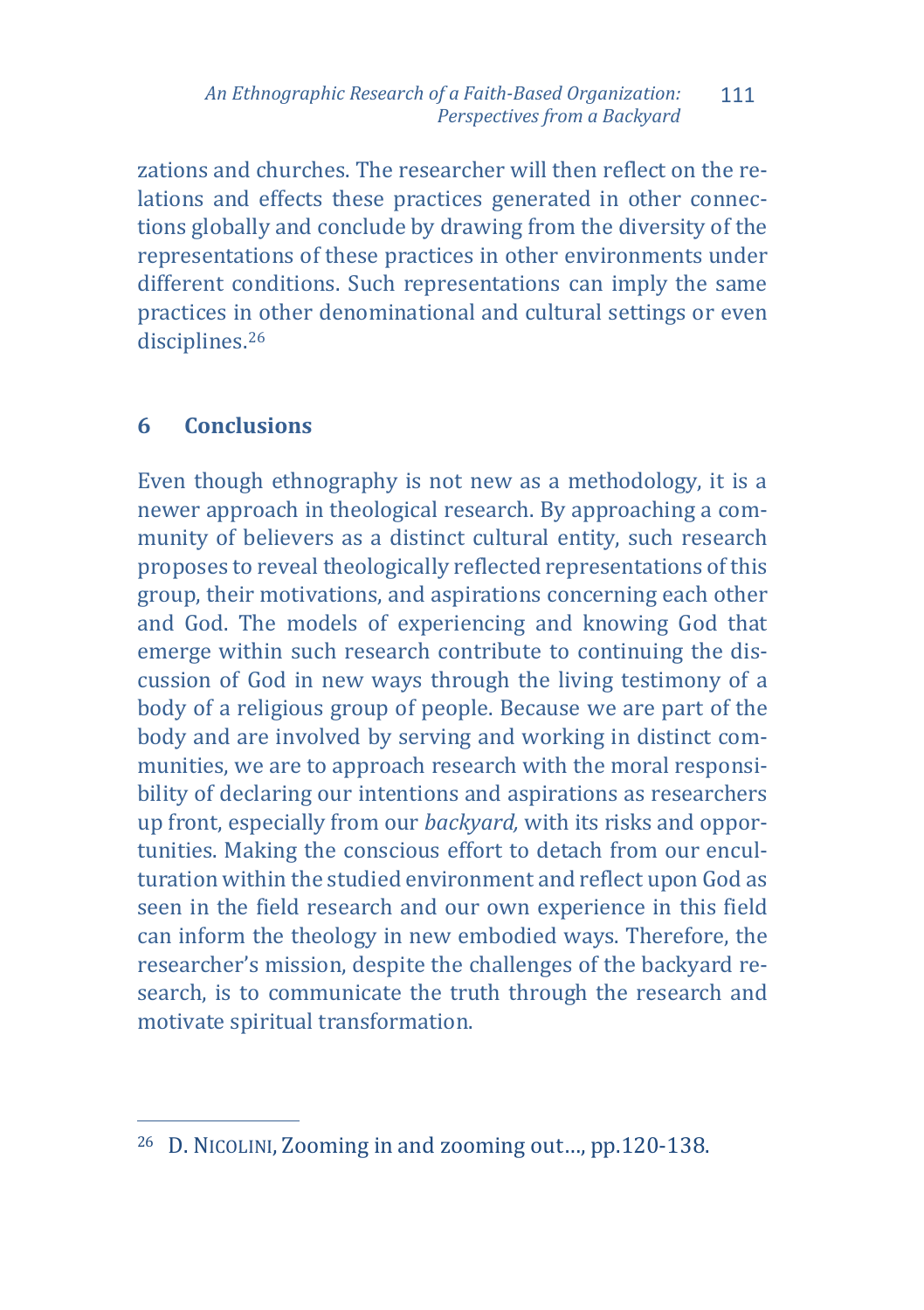zations and churches. The researcher will then reflect on the relations and effects these practices generated in other connections globally and conclude by drawing from the diversity of the representations of these practices in other environments under different conditions. Such representations can imply the same practices in other denominational and cultural settings or even disciplines.[26]

## 6 Conclusions

Even though ethnography is not new as a methodology, it is a newer approach in theological research. By approaching a community of believers as a distinct cultural entity, such research proposes to reveal theologically reflected representations of this group, their motivations, and aspirations concerning each other and God. The models of experiencing and knowing God that emerge within such research contribute to continuing the discussion of God in new ways through the living testimony of a body of a religious group of people. Because we are part of the body and are involved by serving and working in distinct communities, we are to approach research with the moral responsibility of declaring our intentions and aspirations as researchers up front, especially from our *backyard,* with its risks and opportunities. Making the conscious effort to detach from our enculturation within the studied environment and reflect upon God as seen in the field research and our own experience in this field can inform the theology in new embodied ways. Therefore, the researcher's mission, despite the challenges of the backyard research, is to communicate the truth through the research and motivate spiritual transformation.

---

[26] D. NICOLINI, Zooming in and zooming out…, pp.120-138.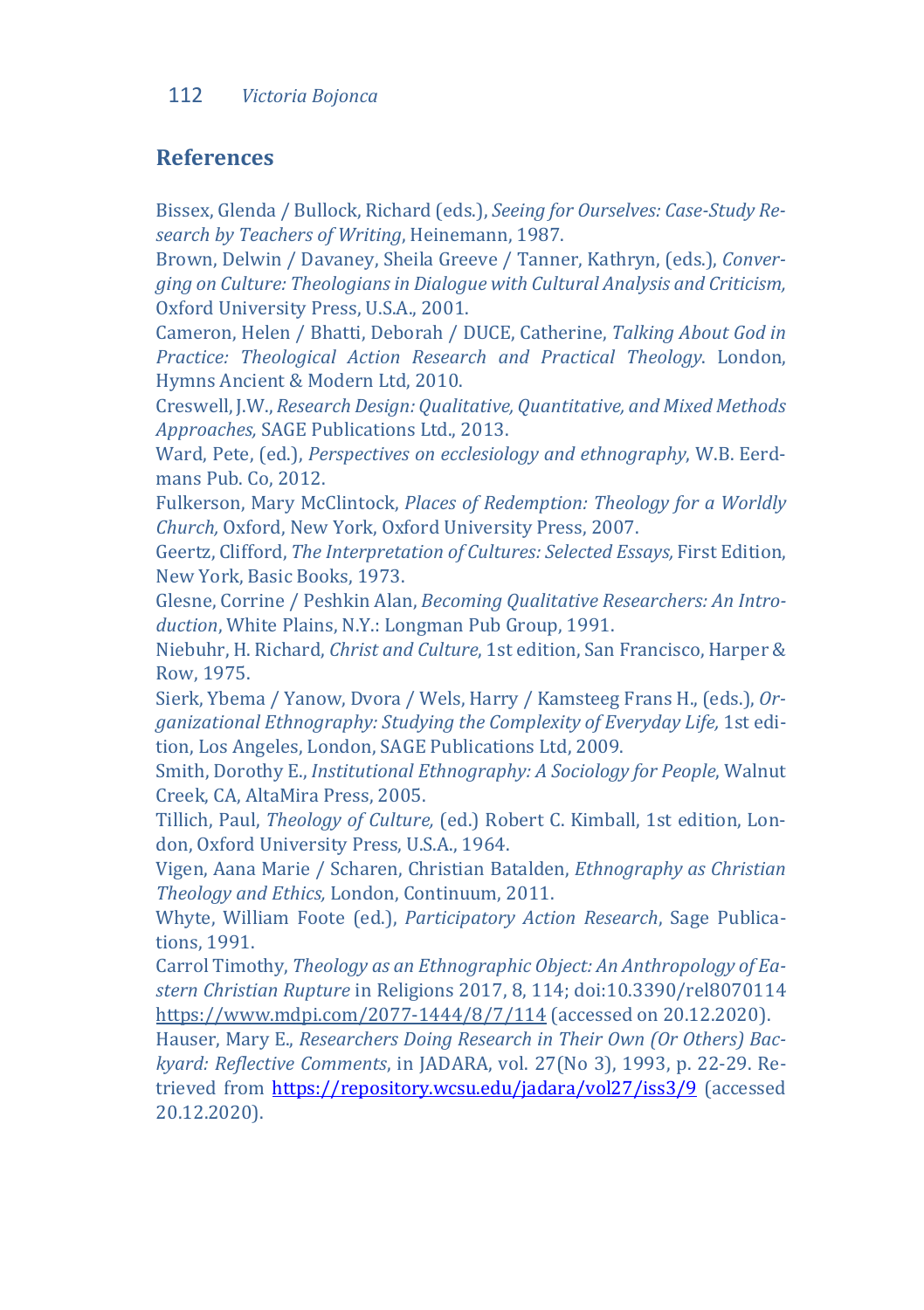## References

Bissex, Glenda / Bullock, Richard (eds.), *Seeing for Ourselves: Case-Study Research by Teachers of Writing*, Heinemann, 1987.

Brown, Delwin / Davaney, Sheila Greeve / Tanner, Kathryn, (eds.), *Converging on Culture: Theologians in Dialogue with Cultural Analysis and Criticism,* Oxford University Press, U.S.A., 2001.

Cameron, Helen / Bhatti, Deborah / DUCE, Catherine, *Talking About God in Practice: Theological Action Research and Practical Theology*. London, Hymns Ancient & Modern Ltd, 2010.

Creswell, J.W., *Research Design: Qualitative, Quantitative, and Mixed Methods Approaches,* SAGE Publications Ltd., 2013.

Ward, Pete, (ed.), *Perspectives on ecclesiology and ethnography*, W.B. Eerdmans Pub. Co, 2012.

Fulkerson, Mary McClintock, *Places of Redemption: Theology for a Worldly Church,* Oxford, New York, Oxford University Press, 2007.

Geertz, Clifford, *The Interpretation of Cultures: Selected Essays,* First Edition, New York, Basic Books, 1973.

Glesne, Corrine / Peshkin Alan, *Becoming Qualitative Researchers: An Introduction*, White Plains, N.Y.: Longman Pub Group, 1991.

Niebuhr, H. Richard, *Christ and Culture*, 1st edition, San Francisco, Harper & Row, 1975.

Sierk, Ybema / Yanow, Dvora / Wels, Harry / Kamsteeg Frans H., (eds.), *Organizational Ethnography: Studying the Complexity of Everyday Life,* 1st edition, Los Angeles, London, SAGE Publications Ltd, 2009.

Smith, Dorothy E., *Institutional Ethnography: A Sociology for People*, Walnut Creek, CA, AltaMira Press, 2005.

Tillich, Paul, *Theology of Culture,* (ed.) Robert C. Kimball, 1st edition, London, Oxford University Press, U.S.A., 1964.

Vigen, Aana Marie / Scharen, Christian Batalden, *Ethnography as Christian Theology and Ethics,* London, Continuum, 2011.

Whyte, William Foote (ed.), *Participatory Action Research*, Sage Publications, 1991.

Carrol Timothy, *Theology as an Ethnographic Object: An Anthropology of Eastern Christian Rupture* in Religions 2017, 8, 114; doi:10.3390/rel8070114 https://www.mdpi.com/2077-1444/8/7/114 (accessed on 20.12.2020).

Hauser, Mary E., *Researchers Doing Research in Their Own (Or Others) Backyard: Reflective Comments*, in JADARA, vol. 27(No 3), 1993, p. 22-29. Retrieved from https://repository.wcsu.edu/jadara/vol27/iss3/9 (accessed 20.12.2020).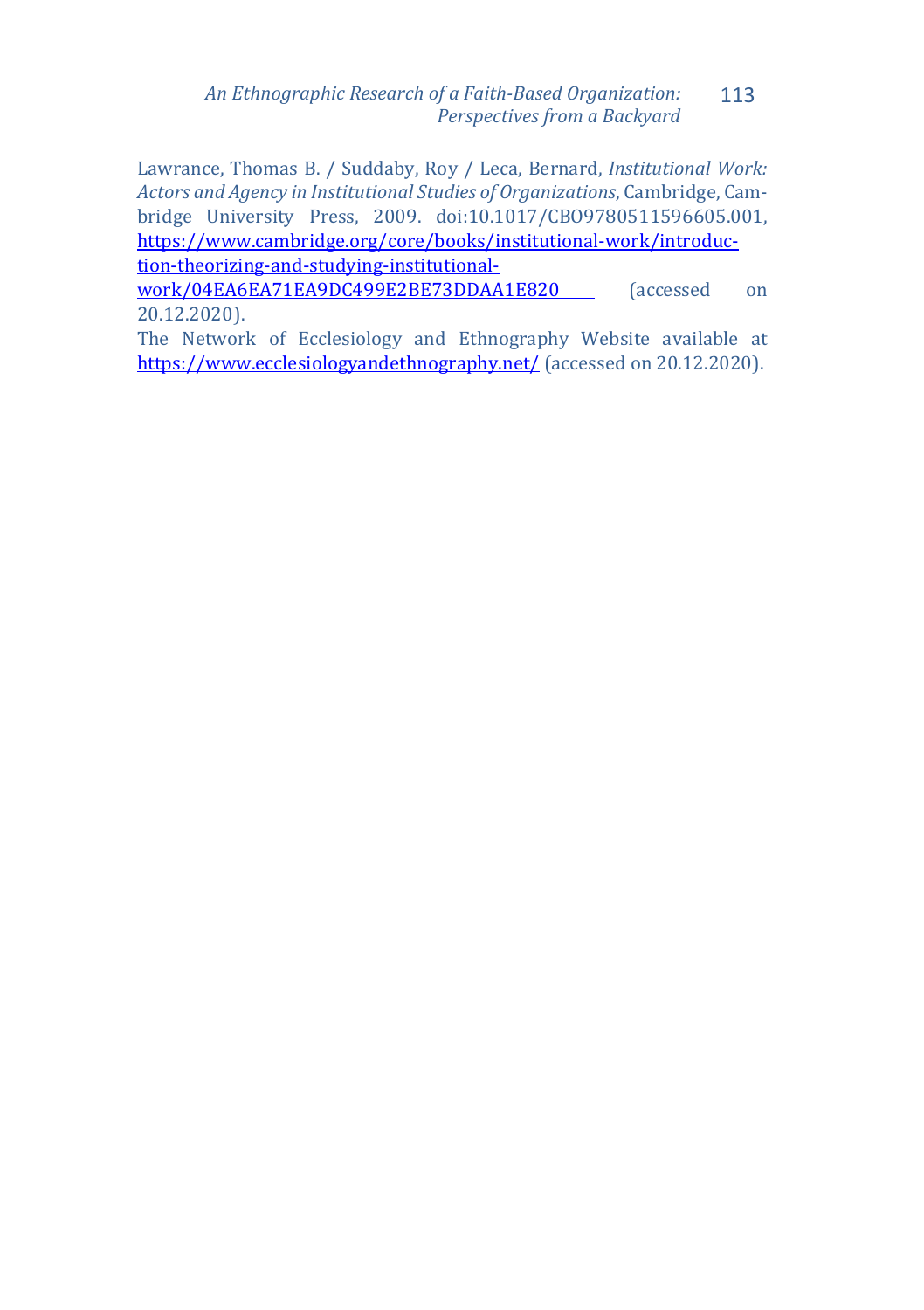Lawrance, Thomas B. / Suddaby, Roy / Leca, Bernard, *Institutional Work: Actors and Agency in Institutional Studies of Organizations*, Cambridge, Cambridge University Press, 2009. doi:10.1017/CBO9780511596605.001, https://www.cambridge.org/core/books/institutional-work/introduction-theorizing-and-studying-institutional-work/04EA6EA71EA9DC499E2BE73DDAA1E820 (accessed on 20.12.2020).

The Network of Ecclesiology and Ethnography Website available at https://www.ecclesiologyandethnography.net/ (accessed on 20.12.2020).